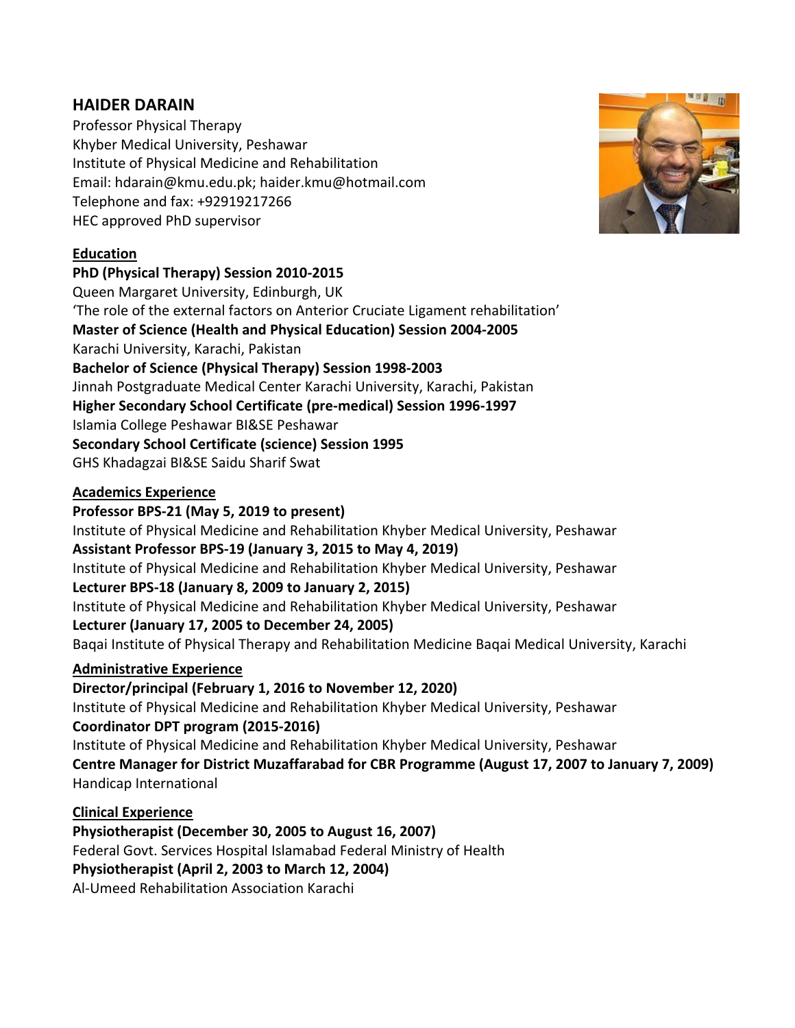## HAIDER DARAIN

Professor Physical Therapy
Khyber Medical University, Peshawar
Institute of Physical Medicine and Rehabilitation
Email: hdarain@kmu.edu.pk; haider.kmu@hotmail.com
Telephone and fax: +92919217266
HEC approved PhD supervisor

### Education

**PhD (Physical Therapy) Session 2010-2015**
Queen Margaret University, Edinburgh, UK
'The role of the external factors on Anterior Cruciate Ligament rehabilitation'

**Master of Science (Health and Physical Education) Session 2004-2005**
Karachi University, Karachi, Pakistan

**Bachelor of Science (Physical Therapy) Session 1998-2003**
Jinnah Postgraduate Medical Center Karachi University, Karachi, Pakistan

**Higher Secondary School Certificate (pre-medical) Session 1996-1997**
Islamia College Peshawar BI&SE Peshawar

**Secondary School Certificate (science) Session 1995**
GHS Khadagzai BI&SE Saidu Sharif Swat

### Academics Experience

**Professor BPS-21 (May 5, 2019 to present)**
Institute of Physical Medicine and Rehabilitation Khyber Medical University, Peshawar

**Assistant Professor BPS-19 (January 3, 2015 to May 4, 2019)**
Institute of Physical Medicine and Rehabilitation Khyber Medical University, Peshawar

**Lecturer BPS-18 (January 8, 2009 to January 2, 2015)**
Institute of Physical Medicine and Rehabilitation Khyber Medical University, Peshawar

**Lecturer (January 17, 2005 to December 24, 2005)**
Baqai Institute of Physical Therapy and Rehabilitation Medicine Baqai Medical University, Karachi

### Administrative Experience

**Director/principal (February 1, 2016 to November 12, 2020)**
Institute of Physical Medicine and Rehabilitation Khyber Medical University, Peshawar

**Coordinator DPT program (2015-2016)**
Institute of Physical Medicine and Rehabilitation Khyber Medical University, Peshawar

**Centre Manager for District Muzaffarabad for CBR Programme (August 17, 2007 to January 7, 2009)**
Handicap International

### Clinical Experience

**Physiotherapist (December 30, 2005 to August 16, 2007)**
Federal Govt. Services Hospital Islamabad Federal Ministry of Health

**Physiotherapist (April 2, 2003 to March 12, 2004)**
Al-Umeed Rehabilitation Association Karachi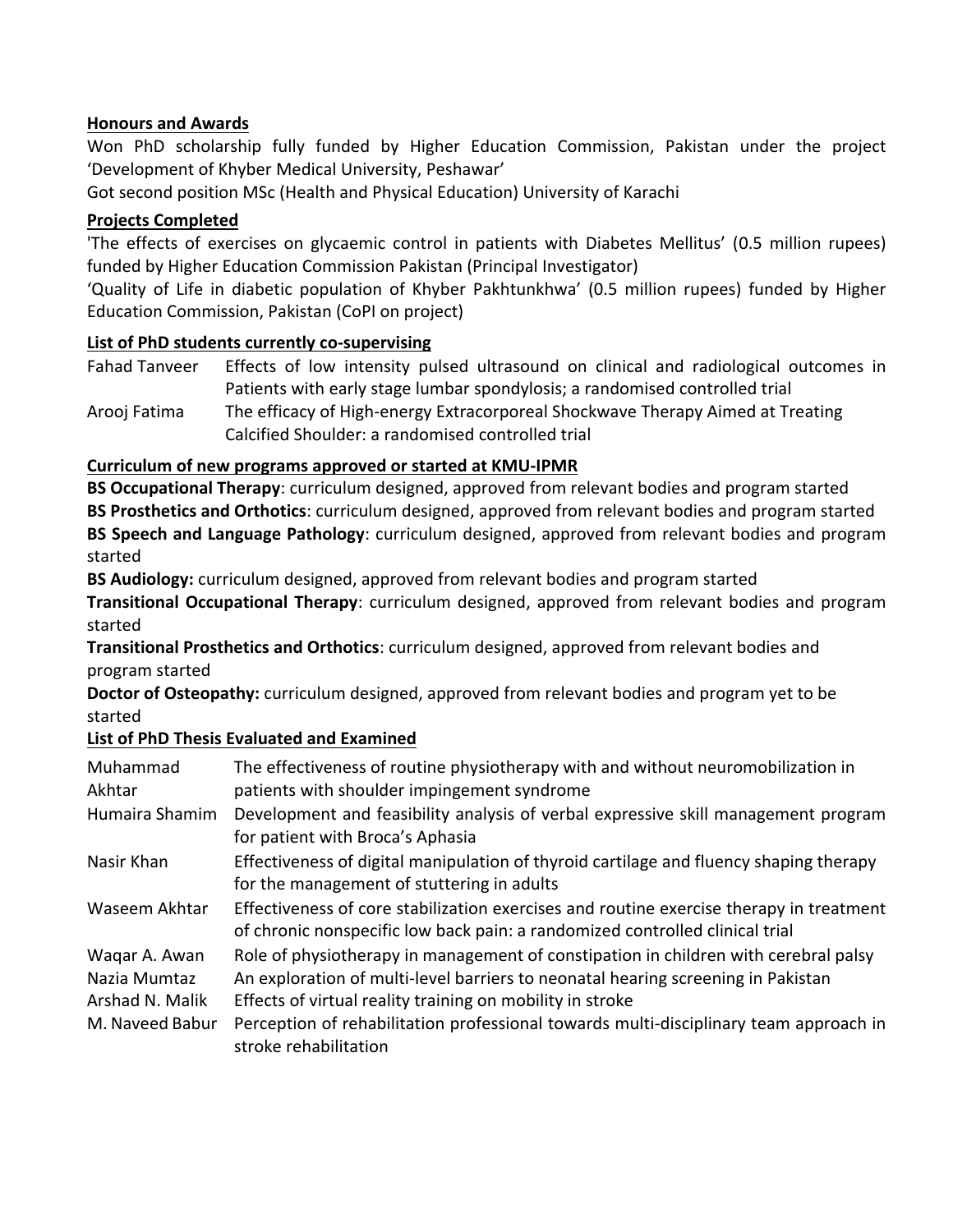**Honours and Awards**

Won PhD scholarship fully funded by Higher Education Commission, Pakistan under the project 'Development of Khyber Medical University, Peshawar'

Got second position MSc (Health and Physical Education) University of Karachi

**Projects Completed**

'The effects of exercises on glycaemic control in patients with Diabetes Mellitus' (0.5 million rupees) funded by Higher Education Commission Pakistan (Principal Investigator)

'Quality of Life in diabetic population of Khyber Pakhtunkhwa' (0.5 million rupees) funded by Higher Education Commission, Pakistan (CoPI on project)

**List of PhD students currently co-supervising**

| | |
|---|---|
| Fahad Tanveer | Effects of low intensity pulsed ultrasound on clinical and radiological outcomes in Patients with early stage lumbar spondylosis; a randomised controlled trial |
| Arooj Fatima | The efficacy of High-energy Extracorporeal Shockwave Therapy Aimed at Treating Calcified Shoulder: a randomised controlled trial |

**Curriculum of new programs approved or started at KMU-IPMR**

**BS Occupational Therapy**: curriculum designed, approved from relevant bodies and program started

**BS Prosthetics and Orthotics**: curriculum designed, approved from relevant bodies and program started

**BS Speech and Language Pathology**: curriculum designed, approved from relevant bodies and program started

**BS Audiology:** curriculum designed, approved from relevant bodies and program started

**Transitional Occupational Therapy**: curriculum designed, approved from relevant bodies and program started

**Transitional Prosthetics and Orthotics**: curriculum designed, approved from relevant bodies and program started

**Doctor of Osteopathy:** curriculum designed, approved from relevant bodies and program yet to be started

**List of PhD Thesis Evaluated and Examined**

| | |
|---|---|
| Muhammad Akhtar | The effectiveness of routine physiotherapy with and without neuromobilization in patients with shoulder impingement syndrome |
| Humaira Shamim | Development and feasibility analysis of verbal expressive skill management program for patient with Broca's Aphasia |
| Nasir Khan | Effectiveness of digital manipulation of thyroid cartilage and fluency shaping therapy for the management of stuttering in adults |
| Waseem Akhtar | Effectiveness of core stabilization exercises and routine exercise therapy in treatment of chronic nonspecific low back pain: a randomized controlled clinical trial |
| Waqar A. Awan | Role of physiotherapy in management of constipation in children with cerebral palsy |
| Nazia Mumtaz | An exploration of multi-level barriers to neonatal hearing screening in Pakistan |
| Arshad N. Malik | Effects of virtual reality training on mobility in stroke |
| M. Naveed Babur | Perception of rehabilitation professional towards multi-disciplinary team approach in stroke rehabilitation |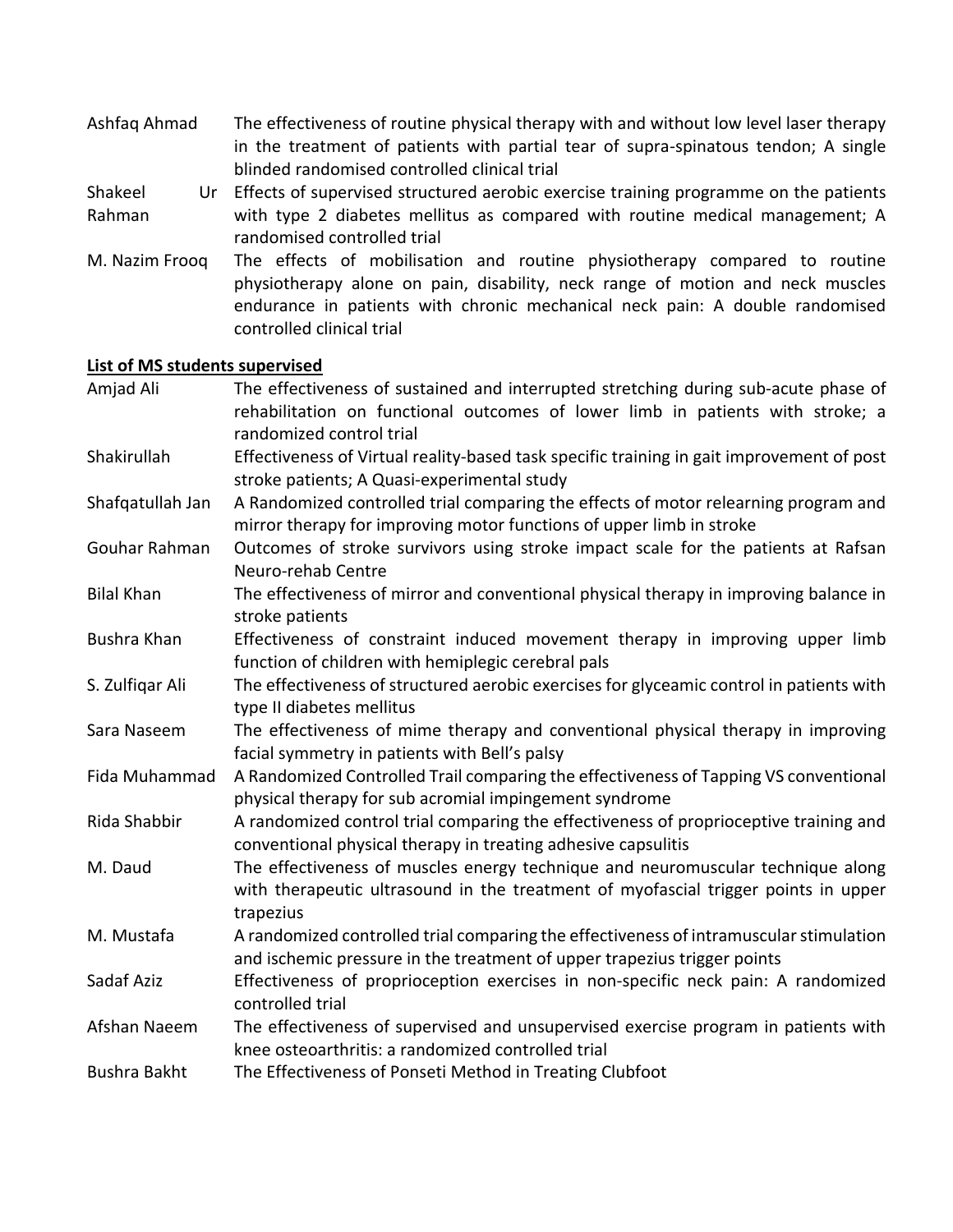| | |
|---|---|
| Ashfaq Ahmad | The effectiveness of routine physical therapy with and without low level laser therapy in the treatment of patients with partial tear of supra-spinatous tendon; A single blinded randomised controlled clinical trial |
| Shakeel Ur Rahman | Effects of supervised structured aerobic exercise training programme on the patients with type 2 diabetes mellitus as compared with routine medical management; A randomised controlled trial |
| M. Nazim Frooq | The effects of mobilisation and routine physiotherapy compared to routine physiotherapy alone on pain, disability, neck range of motion and neck muscles endurance in patients with chronic mechanical neck pain: A double randomised controlled clinical trial |

**List of MS students supervised**

| | |
|---|---|
| Amjad Ali | The effectiveness of sustained and interrupted stretching during sub-acute phase of rehabilitation on functional outcomes of lower limb in patients with stroke; a randomized control trial |
| Shakirullah | Effectiveness of Virtual reality-based task specific training in gait improvement of post stroke patients; A Quasi-experimental study |
| Shafqatullah Jan | A Randomized controlled trial comparing the effects of motor relearning program and mirror therapy for improving motor functions of upper limb in stroke |
| Gouhar Rahman | Outcomes of stroke survivors using stroke impact scale for the patients at Rafsan Neuro-rehab Centre |
| Bilal Khan | The effectiveness of mirror and conventional physical therapy in improving balance in stroke patients |
| Bushra Khan | Effectiveness of constraint induced movement therapy in improving upper limb function of children with hemiplegic cerebral pals |
| S. Zulfiqar Ali | The effectiveness of structured aerobic exercises for glyceamic control in patients with type II diabetes mellitus |
| Sara Naseem | The effectiveness of mime therapy and conventional physical therapy in improving facial symmetry in patients with Bell's palsy |
| Fida Muhammad | A Randomized Controlled Trail comparing the effectiveness of Tapping VS conventional physical therapy for sub acromial impingement syndrome |
| Rida Shabbir | A randomized control trial comparing the effectiveness of proprioceptive training and conventional physical therapy in treating adhesive capsulitis |
| M. Daud | The effectiveness of muscles energy technique and neuromuscular technique along with therapeutic ultrasound in the treatment of myofascial trigger points in upper trapezius |
| M. Mustafa | A randomized controlled trial comparing the effectiveness of intramuscular stimulation and ischemic pressure in the treatment of upper trapezius trigger points |
| Sadaf Aziz | Effectiveness of proprioception exercises in non-specific neck pain: A randomized controlled trial |
| Afshan Naeem | The effectiveness of supervised and unsupervised exercise program in patients with knee osteoarthritis: a randomized controlled trial |
| Bushra Bakht | The Effectiveness of Ponseti Method in Treating Clubfoot |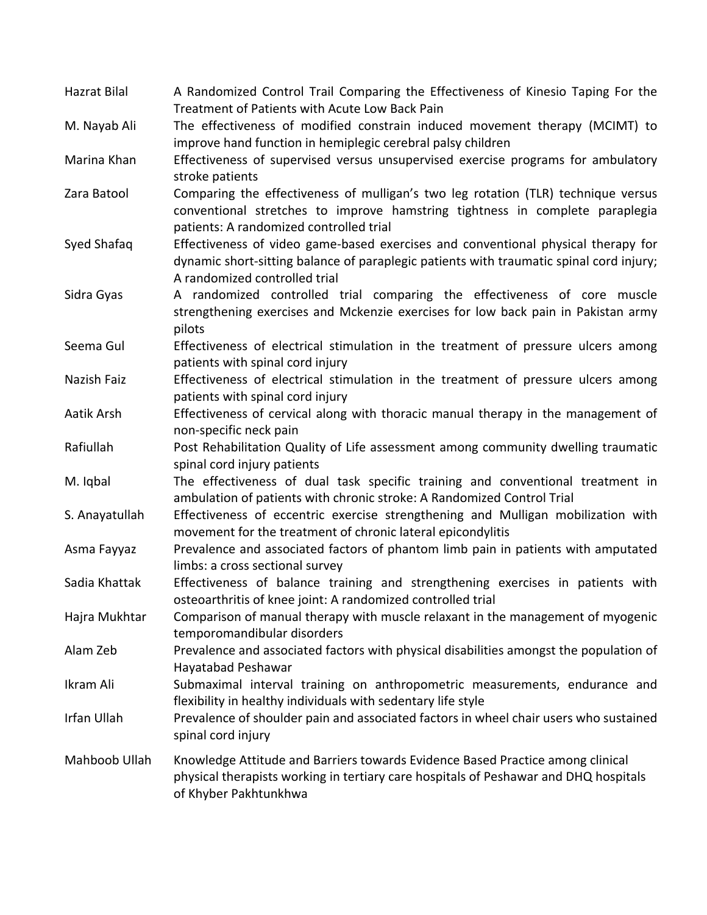| | |
|---|---|
| Hazrat Bilal | A Randomized Control Trail Comparing the Effectiveness of Kinesio Taping For the Treatment of Patients with Acute Low Back Pain |
| M. Nayab Ali | The effectiveness of modified constrain induced movement therapy (MCIMT) to improve hand function in hemiplegic cerebral palsy children |
| Marina Khan | Effectiveness of supervised versus unsupervised exercise programs for ambulatory stroke patients |
| Zara Batool | Comparing the effectiveness of mulligan's two leg rotation (TLR) technique versus conventional stretches to improve hamstring tightness in complete paraplegia patients: A randomized controlled trial |
| Syed Shafaq | Effectiveness of video game-based exercises and conventional physical therapy for dynamic short-sitting balance of paraplegic patients with traumatic spinal cord injury; A randomized controlled trial |
| Sidra Gyas | A randomized controlled trial comparing the effectiveness of core muscle strengthening exercises and Mckenzie exercises for low back pain in Pakistan army pilots |
| Seema Gul | Effectiveness of electrical stimulation in the treatment of pressure ulcers among patients with spinal cord injury |
| Nazish Faiz | Effectiveness of electrical stimulation in the treatment of pressure ulcers among patients with spinal cord injury |
| Aatik Arsh | Effectiveness of cervical along with thoracic manual therapy in the management of non-specific neck pain |
| Rafiullah | Post Rehabilitation Quality of Life assessment among community dwelling traumatic spinal cord injury patients |
| M. Iqbal | The effectiveness of dual task specific training and conventional treatment in ambulation of patients with chronic stroke: A Randomized Control Trial |
| S. Anayatullah | Effectiveness of eccentric exercise strengthening and Mulligan mobilization with movement for the treatment of chronic lateral epicondylitis |
| Asma Fayyaz | Prevalence and associated factors of phantom limb pain in patients with amputated limbs: a cross sectional survey |
| Sadia Khattak | Effectiveness of balance training and strengthening exercises in patients with osteoarthritis of knee joint: A randomized controlled trial |
| Hajra Mukhtar | Comparison of manual therapy with muscle relaxant in the management of myogenic temporomandibular disorders |
| Alam Zeb | Prevalence and associated factors with physical disabilities amongst the population of Hayatabad Peshawar |
| Ikram Ali | Submaximal interval training on anthropometric measurements, endurance and flexibility in healthy individuals with sedentary life style |
| Irfan Ullah | Prevalence of shoulder pain and associated factors in wheel chair users who sustained spinal cord injury |
| Mahboob Ullah | Knowledge Attitude and Barriers towards Evidence Based Practice among clinical physical therapists working in tertiary care hospitals of Peshawar and DHQ hospitals of Khyber Pakhtunkhwa |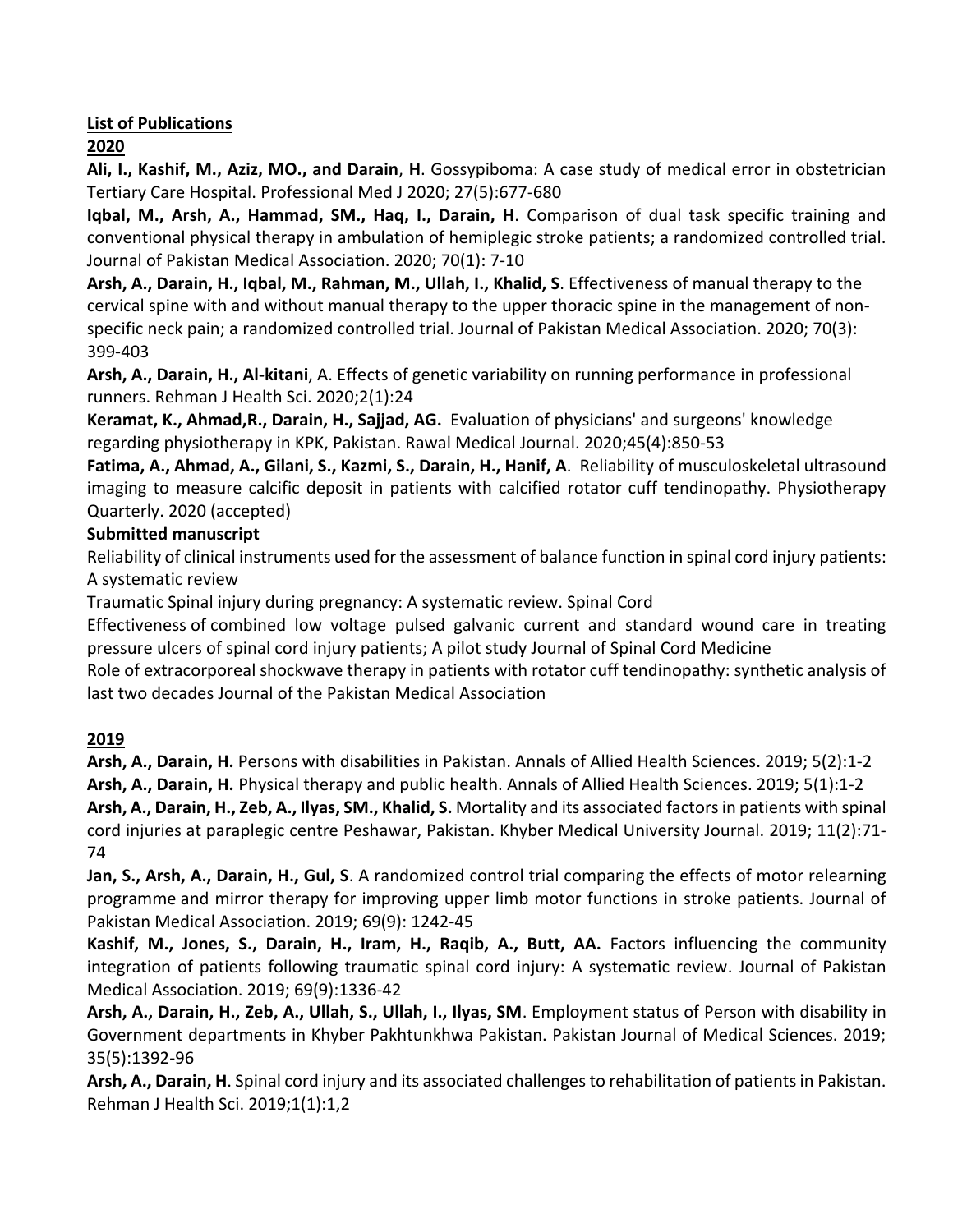**<u>List of Publications</u>**

**<u>2020</u>**

**Ali, I., Kashif, M., Aziz, MO., and Darain**, **H**. Gossypiboma: A case study of medical error in obstetrician Tertiary Care Hospital. Professional Med J 2020; 27(5):677-680

**Iqbal, M., Arsh, A., Hammad, SM., Haq, I., Darain, H**. Comparison of dual task specific training and conventional physical therapy in ambulation of hemiplegic stroke patients; a randomized controlled trial. Journal of Pakistan Medical Association. 2020; 70(1): 7-10

**Arsh, A., Darain, H., Iqbal, M., Rahman, M., Ullah, I., Khalid, S**. Effectiveness of manual therapy to the cervical spine with and without manual therapy to the upper thoracic spine in the management of non-specific neck pain; a randomized controlled trial. Journal of Pakistan Medical Association. 2020; 70(3): 399-403

**Arsh, A., Darain, H., Al-kitani**, A. Effects of genetic variability on running performance in professional runners. Rehman J Health Sci. 2020;2(1):24

**Keramat, K., Ahmad,R., Darain, H., Sajjad, AG.** Evaluation of physicians' and surgeons' knowledge regarding physiotherapy in KPK, Pakistan. Rawal Medical Journal. 2020;45(4):850-53

**Fatima, A., Ahmad, A., Gilani, S., Kazmi, S., Darain, H., Hanif, A**. Reliability of musculoskeletal ultrasound imaging to measure calcific deposit in patients with calcified rotator cuff tendinopathy. Physiotherapy Quarterly. 2020 (accepted)

**Submitted manuscript**

Reliability of clinical instruments used for the assessment of balance function in spinal cord injury patients: A systematic review

Traumatic Spinal injury during pregnancy: A systematic review. Spinal Cord

Effectiveness of combined low voltage pulsed galvanic current and standard wound care in treating pressure ulcers of spinal cord injury patients; A pilot study Journal of Spinal Cord Medicine

Role of extracorporeal shockwave therapy in patients with rotator cuff tendinopathy: synthetic analysis of last two decades Journal of the Pakistan Medical Association

**<u>2019</u>**

**Arsh, A., Darain, H.** Persons with disabilities in Pakistan. Annals of Allied Health Sciences. 2019; 5(2):1-2

**Arsh, A., Darain, H.** Physical therapy and public health. Annals of Allied Health Sciences. 2019; 5(1):1-2

**Arsh, A., Darain, H., Zeb, A., Ilyas, SM., Khalid, S.** Mortality and its associated factors in patients with spinal cord injuries at paraplegic centre Peshawar, Pakistan. Khyber Medical University Journal. 2019; 11(2):71-74

**Jan, S., Arsh, A., Darain, H., Gul, S**. A randomized control trial comparing the effects of motor relearning programme and mirror therapy for improving upper limb motor functions in stroke patients. Journal of Pakistan Medical Association. 2019; 69(9): 1242-45

**Kashif, M., Jones, S., Darain, H., Iram, H., Raqib, A., Butt, AA.** Factors influencing the community integration of patients following traumatic spinal cord injury: A systematic review. Journal of Pakistan Medical Association. 2019; 69(9):1336-42

**Arsh, A., Darain, H., Zeb, A., Ullah, S., Ullah, I., Ilyas, SM**. Employment status of Person with disability in Government departments in Khyber Pakhtunkhwa Pakistan. Pakistan Journal of Medical Sciences. 2019; 35(5):1392-96

**Arsh, A., Darain, H**. Spinal cord injury and its associated challenges to rehabilitation of patients in Pakistan. Rehman J Health Sci. 2019;1(1):1,2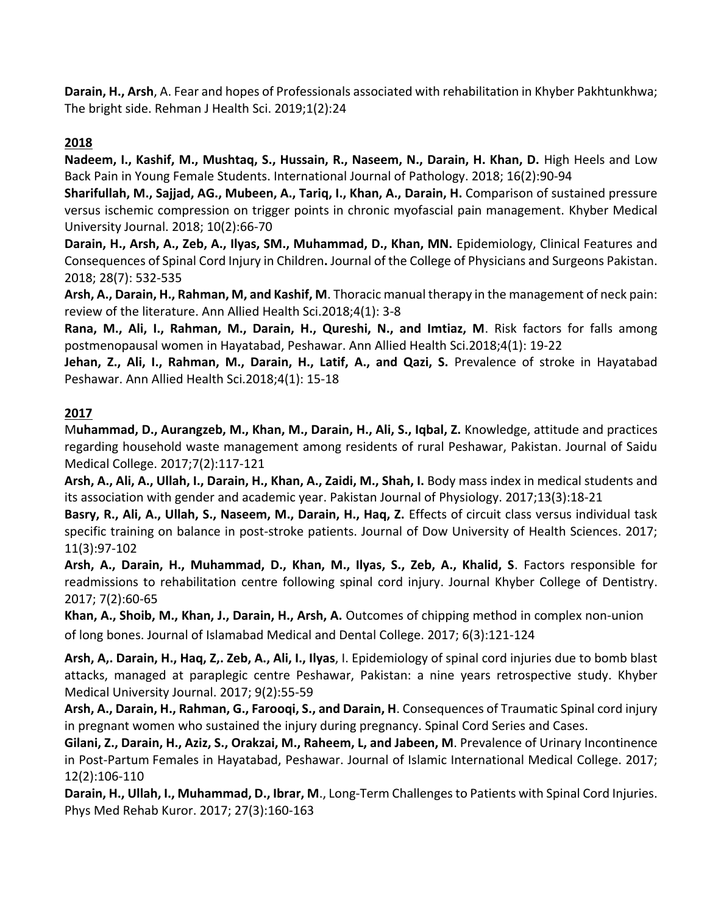**Darain, H., Arsh**, A. Fear and hopes of Professionals associated with rehabilitation in Khyber Pakhtunkhwa; The bright side. Rehman J Health Sci. 2019;1(2):24

## 2018

**Nadeem, I., Kashif, M., Mushtaq, S., Hussain, R., Naseem, N., Darain, H. Khan, D.** High Heels and Low Back Pain in Young Female Students. International Journal of Pathology. 2018; 16(2):90-94

**Sharifullah, M., Sajjad, AG., Mubeen, A., Tariq, I., Khan, A., Darain, H.** Comparison of sustained pressure versus ischemic compression on trigger points in chronic myofascial pain management. Khyber Medical University Journal. 2018; 10(2):66-70

**Darain, H., Arsh, A., Zeb, A., Ilyas, SM., Muhammad, D., Khan, MN.** Epidemiology, Clinical Features and Consequences of Spinal Cord Injury in Children**.** Journal of the College of Physicians and Surgeons Pakistan. 2018; 28(7): 532-535

**Arsh, A., Darain, H., Rahman, M, and Kashif, M**. Thoracic manual therapy in the management of neck pain: review of the literature. Ann Allied Health Sci.2018;4(1): 3-8

**Rana, M., Ali, I., Rahman, M., Darain, H., Qureshi, N., and Imtiaz, M**. Risk factors for falls among postmenopausal women in Hayatabad, Peshawar. Ann Allied Health Sci.2018;4(1): 19-22

**Jehan, Z., Ali, I., Rahman, M., Darain, H., Latif, A., and Qazi, S.** Prevalence of stroke in Hayatabad Peshawar. Ann Allied Health Sci.2018;4(1): 15-18

## 2017

M**uhammad, D., Aurangzeb, M., Khan, M., Darain, H., Ali, S., Iqbal, Z.** Knowledge, attitude and practices regarding household waste management among residents of rural Peshawar, Pakistan. Journal of Saidu Medical College. 2017;7(2):117-121

**Arsh, A., Ali, A., Ullah, I., Darain, H., Khan, A., Zaidi, M., Shah, I.** Body mass index in medical students and its association with gender and academic year. Pakistan Journal of Physiology. 2017;13(3):18-21

**Basry, R., Ali, A., Ullah, S., Naseem, M., Darain, H., Haq, Z.** Effects of circuit class versus individual task specific training on balance in post-stroke patients. Journal of Dow University of Health Sciences. 2017; 11(3):97-102

**Arsh, A., Darain, H., Muhammad, D., Khan, M., Ilyas, S., Zeb, A., Khalid, S**. Factors responsible for readmissions to rehabilitation centre following spinal cord injury. Journal Khyber College of Dentistry. 2017; 7(2):60-65

**Khan, A., Shoib, M., Khan, J., Darain, H., Arsh, A.** Outcomes of chipping method in complex non-union of long bones. Journal of Islamabad Medical and Dental College. 2017; 6(3):121-124

**Arsh, A,. Darain, H., Haq, Z,. Zeb, A., Ali, I., Ilyas**, I. Epidemiology of spinal cord injuries due to bomb blast attacks, managed at paraplegic centre Peshawar, Pakistan: a nine years retrospective study. Khyber Medical University Journal. 2017; 9(2):55-59

**Arsh, A., Darain, H., Rahman, G., Farooqi, S., and Darain, H**. Consequences of Traumatic Spinal cord injury in pregnant women who sustained the injury during pregnancy. Spinal Cord Series and Cases.

**Gilani, Z., Darain, H., Aziz, S., Orakzai, M., Raheem, L, and Jabeen, M**. Prevalence of Urinary Incontinence in Post-Partum Females in Hayatabad, Peshawar. Journal of Islamic International Medical College. 2017; 12(2):106-110

**Darain, H., Ullah, I., Muhammad, D., Ibrar, M**., Long-Term Challenges to Patients with Spinal Cord Injuries. Phys Med Rehab Kuror. 2017; 27(3):160-163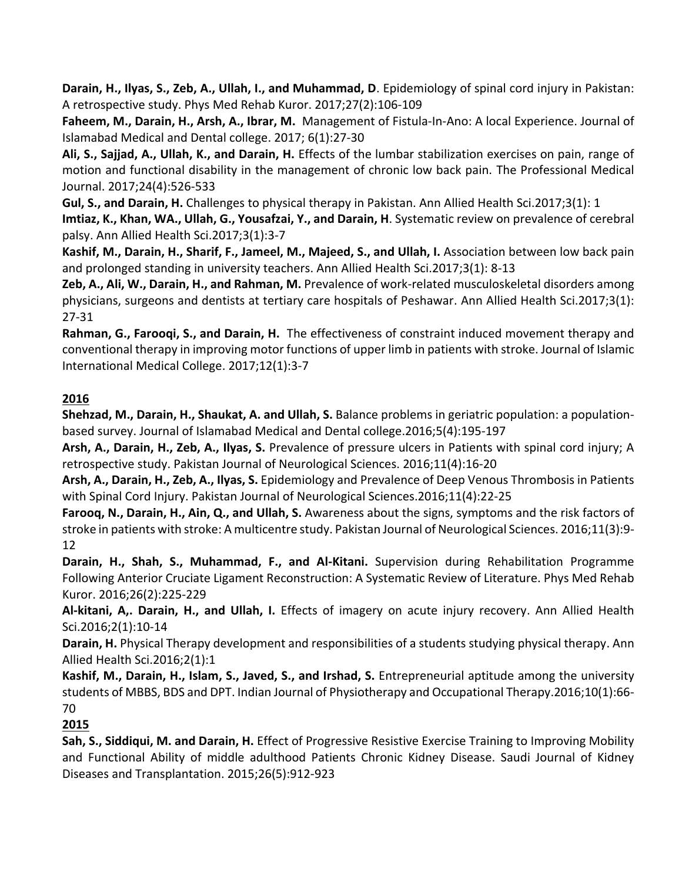**Darain, H., Ilyas, S., Zeb, A., Ullah, I., and Muhammad, D**. Epidemiology of spinal cord injury in Pakistan: A retrospective study. Phys Med Rehab Kuror. 2017;27(2):106-109

**Faheem, M., Darain, H., Arsh, A., Ibrar, M.** Management of Fistula-In-Ano: A local Experience. Journal of Islamabad Medical and Dental college. 2017; 6(1):27-30

**Ali, S., Sajjad, A., Ullah, K., and Darain, H.** Effects of the lumbar stabilization exercises on pain, range of motion and functional disability in the management of chronic low back pain. The Professional Medical Journal. 2017;24(4):526-533

**Gul, S., and Darain, H.** Challenges to physical therapy in Pakistan. Ann Allied Health Sci.2017;3(1): 1

**Imtiaz, K., Khan, WA., Ullah, G., Yousafzai, Y., and Darain, H**. Systematic review on prevalence of cerebral palsy. Ann Allied Health Sci.2017;3(1):3-7

**Kashif, M., Darain, H., Sharif, F., Jameel, M., Majeed, S., and Ullah, I.** Association between low back pain and prolonged standing in university teachers. Ann Allied Health Sci.2017;3(1): 8-13

**Zeb, A., Ali, W., Darain, H., and Rahman, M.** Prevalence of work-related musculoskeletal disorders among physicians, surgeons and dentists at tertiary care hospitals of Peshawar. Ann Allied Health Sci.2017;3(1): 27-31

**Rahman, G., Farooqi, S., and Darain, H.** The effectiveness of constraint induced movement therapy and conventional therapy in improving motor functions of upper limb in patients with stroke. Journal of Islamic International Medical College. 2017;12(1):3-7

## 2016

**Shehzad, M., Darain, H., Shaukat, A. and Ullah, S.** Balance problems in geriatric population: a population-based survey. Journal of Islamabad Medical and Dental college.2016;5(4):195-197

**Arsh, A., Darain, H., Zeb, A., Ilyas, S.** Prevalence of pressure ulcers in Patients with spinal cord injury; A retrospective study. Pakistan Journal of Neurological Sciences. 2016;11(4):16-20

**Arsh, A., Darain, H., Zeb, A., Ilyas, S.** Epidemiology and Prevalence of Deep Venous Thrombosis in Patients with Spinal Cord Injury. Pakistan Journal of Neurological Sciences.2016;11(4):22-25

**Farooq, N., Darain, H., Ain, Q., and Ullah, S.** Awareness about the signs, symptoms and the risk factors of stroke in patients with stroke: A multicentre study. Pakistan Journal of Neurological Sciences. 2016;11(3):9-12

**Darain, H., Shah, S., Muhammad, F., and Al-Kitani.** Supervision during Rehabilitation Programme Following Anterior Cruciate Ligament Reconstruction: A Systematic Review of Literature. Phys Med Rehab Kuror. 2016;26(2):225-229

**Al-kitani, A,. Darain, H., and Ullah, I.** Effects of imagery on acute injury recovery. Ann Allied Health Sci.2016;2(1):10-14

**Darain, H.** Physical Therapy development and responsibilities of a students studying physical therapy. Ann Allied Health Sci.2016;2(1):1

**Kashif, M., Darain, H., Islam, S., Javed, S., and Irshad, S.** Entrepreneurial aptitude among the university students of MBBS, BDS and DPT. Indian Journal of Physiotherapy and Occupational Therapy.2016;10(1):66-70

## 2015

**Sah, S., Siddiqui, M. and Darain, H.** Effect of Progressive Resistive Exercise Training to Improving Mobility and Functional Ability of middle adulthood Patients Chronic Kidney Disease. Saudi Journal of Kidney Diseases and Transplantation. 2015;26(5):912-923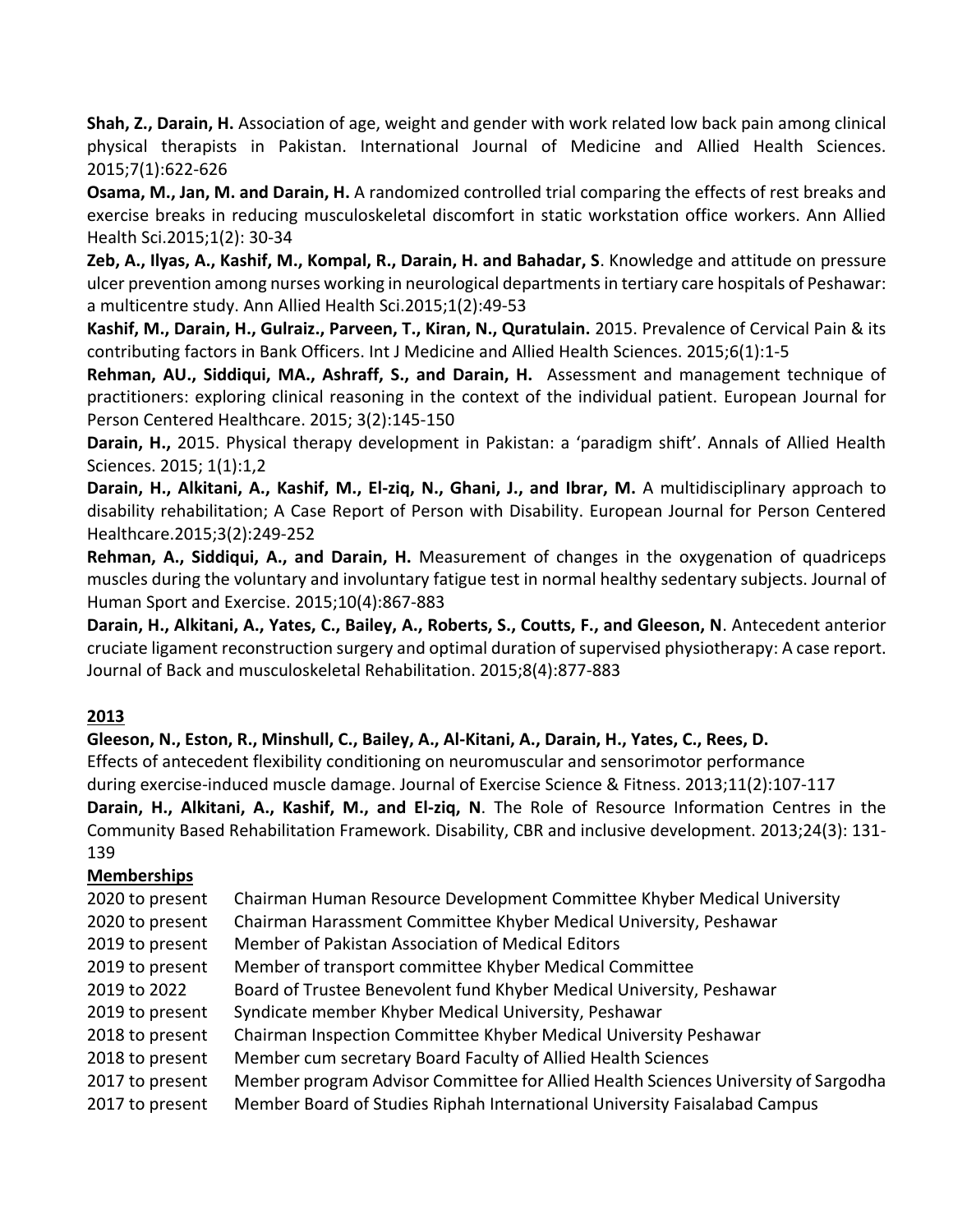**Shah, Z., Darain, H.** Association of age, weight and gender with work related low back pain among clinical physical therapists in Pakistan. International Journal of Medicine and Allied Health Sciences. 2015;7(1):622-626

**Osama, M., Jan, M. and Darain, H.** A randomized controlled trial comparing the effects of rest breaks and exercise breaks in reducing musculoskeletal discomfort in static workstation office workers. Ann Allied Health Sci.2015;1(2): 30-34

**Zeb, A., Ilyas, A., Kashif, M., Kompal, R., Darain, H. and Bahadar, S**. Knowledge and attitude on pressure ulcer prevention among nurses working in neurological departments in tertiary care hospitals of Peshawar: a multicentre study. Ann Allied Health Sci.2015;1(2):49-53

**Kashif, M., Darain, H., Gulraiz., Parveen, T., Kiran, N., Quratulain.** 2015. Prevalence of Cervical Pain & its contributing factors in Bank Officers. Int J Medicine and Allied Health Sciences. 2015;6(1):1-5

**Rehman, AU., Siddiqui, MA., Ashraff, S., and Darain, H.** Assessment and management technique of practitioners: exploring clinical reasoning in the context of the individual patient. European Journal for Person Centered Healthcare. 2015; 3(2):145-150

**Darain, H.,** 2015. Physical therapy development in Pakistan: a 'paradigm shift'. Annals of Allied Health Sciences. 2015; 1(1):1,2

**Darain, H., Alkitani, A., Kashif, M., El-ziq, N., Ghani, J., and Ibrar, M.** A multidisciplinary approach to disability rehabilitation; A Case Report of Person with Disability. European Journal for Person Centered Healthcare.2015;3(2):249-252

**Rehman, A., Siddiqui, A., and Darain, H.** Measurement of changes in the oxygenation of quadriceps muscles during the voluntary and involuntary fatigue test in normal healthy sedentary subjects. Journal of Human Sport and Exercise. 2015;10(4):867-883

**Darain, H., Alkitani, A., Yates, C., Bailey, A., Roberts, S., Coutts, F., and Gleeson, N**. Antecedent anterior cruciate ligament reconstruction surgery and optimal duration of supervised physiotherapy: A case report. Journal of Back and musculoskeletal Rehabilitation. 2015;8(4):877-883

**2013**

**Gleeson, N., Eston, R., Minshull, C., Bailey, A., Al-Kitani, A., Darain, H., Yates, C., Rees, D.** Effects of antecedent flexibility conditioning on neuromuscular and sensorimotor performance during exercise-induced muscle damage. Journal of Exercise Science & Fitness. 2013;11(2):107-117

**Darain, H., Alkitani, A., Kashif, M., and El-ziq, N**. The Role of Resource Information Centres in the Community Based Rehabilitation Framework. Disability, CBR and inclusive development. 2013;24(3): 131-139

**Memberships**

| | |
|---|---|
| 2020 to present | Chairman Human Resource Development Committee Khyber Medical University |
| 2020 to present | Chairman Harassment Committee Khyber Medical University, Peshawar |
| 2019 to present | Member of Pakistan Association of Medical Editors |
| 2019 to present | Member of transport committee Khyber Medical Committee |
| 2019 to 2022 | Board of Trustee Benevolent fund Khyber Medical University, Peshawar |
| 2019 to present | Syndicate member Khyber Medical University, Peshawar |
| 2018 to present | Chairman Inspection Committee Khyber Medical University Peshawar |
| 2018 to present | Member cum secretary Board Faculty of Allied Health Sciences |
| 2017 to present | Member program Advisor Committee for Allied Health Sciences University of Sargodha |
| 2017 to present | Member Board of Studies Riphah International University Faisalabad Campus |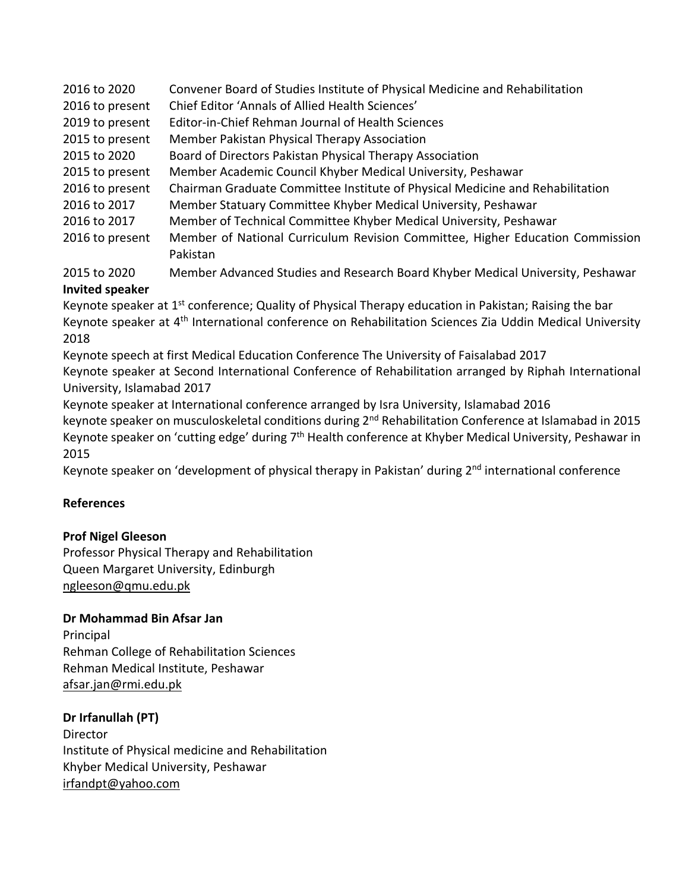| | |
|---|---|
| 2016 to 2020 | Convener Board of Studies Institute of Physical Medicine and Rehabilitation |
| 2016 to present | Chief Editor 'Annals of Allied Health Sciences' |
| 2019 to present | Editor-in-Chief Rehman Journal of Health Sciences |
| 2015 to present | Member Pakistan Physical Therapy Association |
| 2015 to 2020 | Board of Directors Pakistan Physical Therapy Association |
| 2015 to present | Member Academic Council Khyber Medical University, Peshawar |
| 2016 to present | Chairman Graduate Committee Institute of Physical Medicine and Rehabilitation |
| 2016 to 2017 | Member Statuary Committee Khyber Medical University, Peshawar |
| 2016 to 2017 | Member of Technical Committee Khyber Medical University, Peshawar |
| 2016 to present | Member of National Curriculum Revision Committee, Higher Education Commission Pakistan |
| 2015 to 2020 | Member Advanced Studies and Research Board Khyber Medical University, Peshawar |

**Invited speaker**

Keynote speaker at 1st conference; Quality of Physical Therapy education in Pakistan; Raising the bar

Keynote speaker at 4th International conference on Rehabilitation Sciences Zia Uddin Medical University 2018

Keynote speech at first Medical Education Conference The University of Faisalabad 2017

Keynote speaker at Second International Conference of Rehabilitation arranged by Riphah International University, Islamabad 2017

Keynote speaker at International conference arranged by Isra University, Islamabad 2016

keynote speaker on musculoskeletal conditions during 2nd Rehabilitation Conference at Islamabad in 2015

Keynote speaker on 'cutting edge' during 7th Health conference at Khyber Medical University, Peshawar in 2015

Keynote speaker on 'development of physical therapy in Pakistan' during 2nd international conference

**References**

**Prof Nigel Gleeson**
Professor Physical Therapy and Rehabilitation
Queen Margaret University, Edinburgh
ngleeson@qmu.edu.pk

**Dr Mohammad Bin Afsar Jan**
Principal
Rehman College of Rehabilitation Sciences
Rehman Medical Institute, Peshawar
afsar.jan@rmi.edu.pk

**Dr Irfanullah (PT)**
Director
Institute of Physical medicine and Rehabilitation
Khyber Medical University, Peshawar
irfandpt@yahoo.com